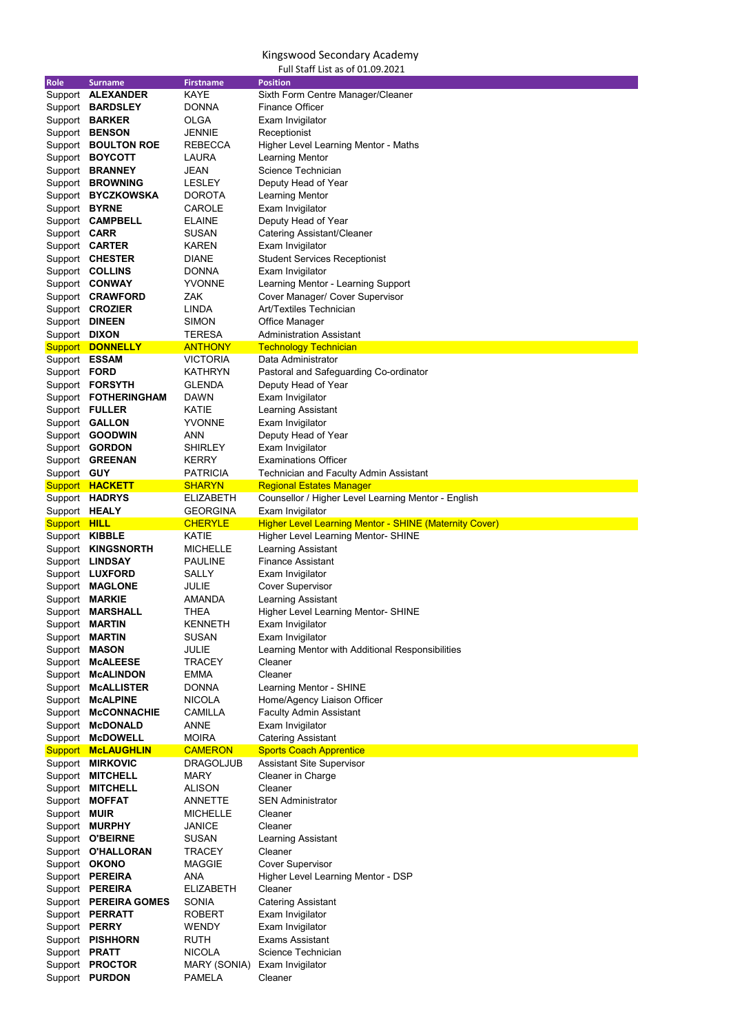# Kingswood Secondary Academy

Full Staff List as of 01.09.2021

| Role | Surname | Firstname | Position |
|---|---|---|---|
| Support | **ALEXANDER** | KAYE | Sixth Form Centre Manager/Cleaner |
| Support | **BARDSLEY** | DONNA | Finance Officer |
| Support | **BARKER** | OLGA | Exam Invigilator |
| Support | **BENSON** | JENNIE | Receptionist |
| Support | **BOULTON ROE** | REBECCA | Higher Level Learning Mentor - Maths |
| Support | **BOYCOTT** | LAURA | Learning Mentor |
| Support | **BRANNEY** | JEAN | Science Technician |
| Support | **BROWNING** | LESLEY | Deputy Head of Year |
| Support | **BYCZKOWSKA** | DOROTA | Learning Mentor |
| Support | **BYRNE** | CAROLE | Exam Invigilator |
| Support | **CAMPBELL** | ELAINE | Deputy Head of Year |
| Support | **CARR** | SUSAN | Catering Assistant/Cleaner |
| Support | **CARTER** | KAREN | Exam Invigilator |
| Support | **CHESTER** | DIANE | Student Services Receptionist |
| Support | **COLLINS** | DONNA | Exam Invigilator |
| Support | **CONWAY** | YVONNE | Learning Mentor - Learning Support |
| Support | **CRAWFORD** | ZAK | Cover Manager/ Cover Supervisor |
| Support | **CROZIER** | LINDA | Art/Textiles Technician |
| Support | **DINEEN** | SIMON | Office Manager |
| Support | **DIXON** | TERESA | Administration Assistant |
| Support | **DONNELLY** | ANTHONY | Technology Technician |
| Support | **ESSAM** | VICTORIA | Data Administrator |
| Support | **FORD** | KATHRYN | Pastoral and Safeguarding Co-ordinator |
| Support | **FORSYTH** | GLENDA | Deputy Head of Year |
| Support | **FOTHERINGHAM** | DAWN | Exam Invigilator |
| Support | **FULLER** | KATIE | Learning Assistant |
| Support | **GALLON** | YVONNE | Exam Invigilator |
| Support | **GOODWIN** | ANN | Deputy Head of Year |
| Support | **GORDON** | SHIRLEY | Exam Invigilator |
| Support | **GREENAN** | KERRY | Examinations Officer |
| Support | **GUY** | PATRICIA | Technician and Faculty Admin Assistant |
| Support | **HACKETT** | SHARYN | Regional Estates Manager |
| Support | **HADRYS** | ELIZABETH | Counsellor / Higher Level Learning Mentor - English |
| Support | **HEALY** | GEORGINA | Exam Invigilator |
| Support | **HILL** | CHERYLE | Higher Level Learning Mentor - SHINE (Maternity Cover) |
| Support | **KIBBLE** | KATIE | Higher Level Learning Mentor- SHINE |
| Support | **KINGSNORTH** | MICHELLE | Learning Assistant |
| Support | **LINDSAY** | PAULINE | Finance Assistant |
| Support | **LUXFORD** | SALLY | Exam Invigilator |
| Support | **MAGLONE** | JULIE | Cover Supervisor |
| Support | **MARKIE** | AMANDA | Learning Assistant |
| Support | **MARSHALL** | THEA | Higher Level Learning Mentor- SHINE |
| Support | **MARTIN** | KENNETH | Exam Invigilator |
| Support | **MARTIN** | SUSAN | Exam Invigilator |
| Support | **MASON** | JULIE | Learning Mentor with Additional Responsibilities |
| Support | **McALEESE** | TRACEY | Cleaner |
| Support | **McALINDON** | EMMA | Cleaner |
| Support | **McALLISTER** | DONNA | Learning Mentor - SHINE |
| Support | **McALPINE** | NICOLA | Home/Agency Liaison Officer |
| Support | **McCONNACHIE** | CAMILLA | Faculty Admin Assistant |
| Support | **McDONALD** | ANNE | Exam Invigilator |
| Support | **McDOWELL** | MOIRA | Catering Assistant |
| Support | **McLAUGHLIN** | CAMERON | Sports Coach Apprentice |
| Support | **MIRKOVIC** | DRAGOLJUB | Assistant Site Supervisor |
| Support | **MITCHELL** | MARY | Cleaner in Charge |
| Support | **MITCHELL** | ALISON | Cleaner |
| Support | **MOFFAT** | ANNETTE | SEN Administrator |
| Support | **MUIR** | MICHELLE | Cleaner |
| Support | **MURPHY** | JANICE | Cleaner |
| Support | **O'BEIRNE** | SUSAN | Learning Assistant |
| Support | **O'HALLORAN** | TRACEY | Cleaner |
| Support | **OKONO** | MAGGIE | Cover Supervisor |
| Support | **PEREIRA** | ANA | Higher Level Learning Mentor - DSP |
| Support | **PEREIRA** | ELIZABETH | Cleaner |
| Support | **PEREIRA GOMES** | SONIA | Catering Assistant |
| Support | **PERRATT** | ROBERT | Exam Invigilator |
| Support | **PERRY** | WENDY | Exam Invigilator |
| Support | **PISHHORN** | RUTH | Exams Assistant |
| Support | **PRATT** | NICOLA | Science Technician |
| Support | **PROCTOR** | MARY (SONIA) | Exam Invigilator |
| Support | **PURDON** | PAMELA | Cleaner |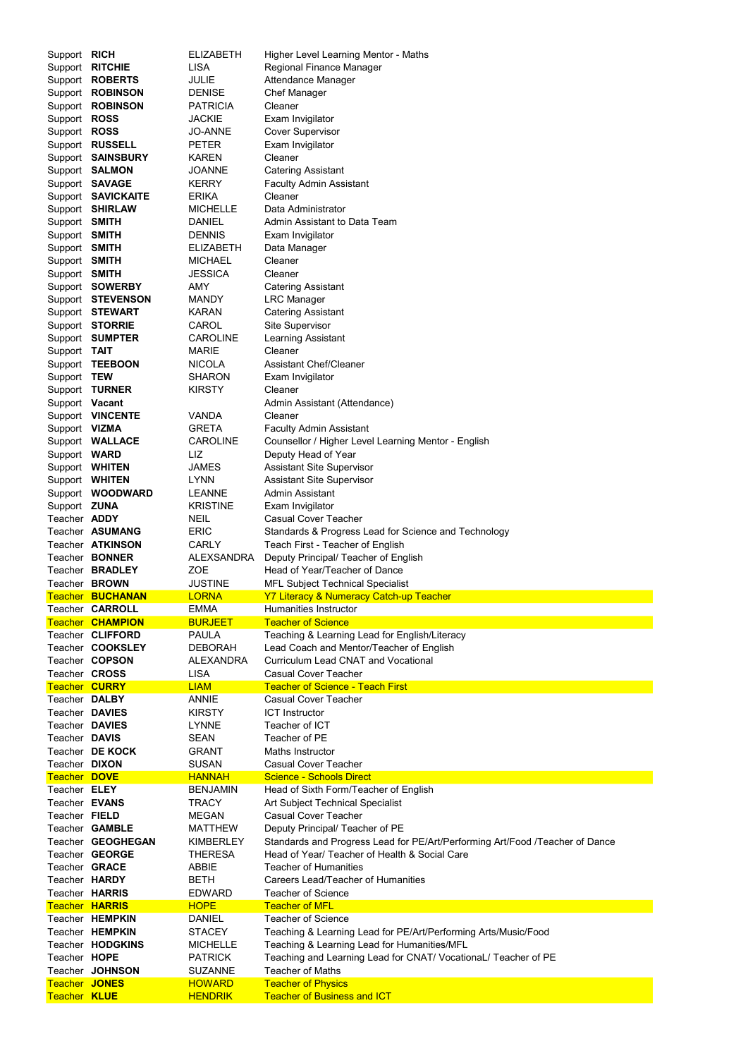| | | | |
|---|---|---|---|
| Support | **RICH** | ELIZABETH | Higher Level Learning Mentor - Maths |
| Support | **RITCHIE** | LISA | Regional Finance Manager |
| Support | **ROBERTS** | JULIE | Attendance Manager |
| Support | **ROBINSON** | DENISE | Chef Manager |
| Support | **ROBINSON** | PATRICIA | Cleaner |
| Support | **ROSS** | JACKIE | Exam Invigilator |
| Support | **ROSS** | JO-ANNE | Cover Supervisor |
| Support | **RUSSELL** | PETER | Exam Invigilator |
| Support | **SAINSBURY** | KAREN | Cleaner |
| Support | **SALMON** | JOANNE | Catering Assistant |
| Support | **SAVAGE** | KERRY | Faculty Admin Assistant |
| Support | **SAVICKAITE** | ERIKA | Cleaner |
| Support | **SHIRLAW** | MICHELLE | Data Administrator |
| Support | **SMITH** | DANIEL | Admin Assistant to Data Team |
| Support | **SMITH** | DENNIS | Exam Invigilator |
| Support | **SMITH** | ELIZABETH | Data Manager |
| Support | **SMITH** | MICHAEL | Cleaner |
| Support | **SMITH** | JESSICA | Cleaner |
| Support | **SOWERBY** | AMY | Catering Assistant |
| Support | **STEVENSON** | MANDY | LRC Manager |
| Support | **STEWART** | KARAN | Catering Assistant |
| Support | **STORRIE** | CAROL | Site Supervisor |
| Support | **SUMPTER** | CAROLINE | Learning Assistant |
| Support | **TAIT** | MARIE | Cleaner |
| Support | **TEEBOON** | NICOLA | Assistant Chef/Cleaner |
| Support | **TEW** | SHARON | Exam Invigilator |
| Support | **TURNER** | KIRSTY | Cleaner |
| Support | **Vacant** | | Admin Assistant (Attendance) |
| Support | **VINCENTE** | VANDA | Cleaner |
| Support | **VIZMA** | GRETA | Faculty Admin Assistant |
| Support | **WALLACE** | CAROLINE | Counsellor / Higher Level Learning Mentor - English |
| Support | **WARD** | LIZ | Deputy Head of Year |
| Support | **WHITEN** | JAMES | Assistant Site Supervisor |
| Support | **WHITEN** | LYNN | Assistant Site Supervisor |
| Support | **WOODWARD** | LEANNE | Admin Assistant |
| Support | **ZUNA** | KRISTINE | Exam Invigilator |
| Teacher | **ADDY** | NEIL | Casual Cover Teacher |
| Teacher | **ASUMANG** | ERIC | Standards & Progress Lead for Science and Technology |
| Teacher | **ATKINSON** | CARLY | Teach First - Teacher of English |
| Teacher | **BONNER** | ALEXSANDRA | Deputy Principal/ Teacher of English |
| Teacher | **BRADLEY** | ZOE | Head of Year/Teacher of Dance |
| Teacher | **BROWN** | JUSTINE | MFL Subject Technical Specialist |
| Teacher | **BUCHANAN** | LORNA | Y7 Literacy & Numeracy Catch-up Teacher |
| Teacher | **CARROLL** | EMMA | Humanities Instructor |
| Teacher | **CHAMPION** | BURJEET | Teacher of Science |
| Teacher | **CLIFFORD** | PAULA | Teaching & Learning Lead for English/Literacy |
| Teacher | **COOKSLEY** | DEBORAH | Lead Coach and Mentor/Teacher of English |
| Teacher | **COPSON** | ALEXANDRA | Curriculum Lead CNAT and Vocational |
| Teacher | **CROSS** | LISA | Casual Cover Teacher |
| Teacher | **CURRY** | LIAM | Teacher of Science - Teach First |
| Teacher | **DALBY** | ANNIE | Casual Cover Teacher |
| Teacher | **DAVIES** | KIRSTY | ICT Instructor |
| Teacher | **DAVIES** | LYNNE | Teacher of ICT |
| Teacher | **DAVIS** | SEAN | Teacher of PE |
| Teacher | **DE KOCK** | GRANT | Maths Instructor |
| Teacher | **DIXON** | SUSAN | Casual Cover Teacher |
| Teacher | **DOVE** | HANNAH | Science - Schools Direct |
| Teacher | **ELEY** | BENJAMIN | Head of Sixth Form/Teacher of English |
| Teacher | **EVANS** | TRACY | Art Subject Technical Specialist |
| Teacher | **FIELD** | MEGAN | Casual Cover Teacher |
| Teacher | **GAMBLE** | MATTHEW | Deputy Principal/ Teacher of PE |
| Teacher | **GEOGHEGAN** | KIMBERLEY | Standards and Progress Lead for PE/Art/Performing Art/Food /Teacher of Dance |
| Teacher | **GEORGE** | THERESA | Head of Year/ Teacher of Health & Social Care |
| Teacher | **GRACE** | ABBIE | Teacher of Humanities |
| Teacher | **HARDY** | BETH | Careers Lead/Teacher of Humanities |
| Teacher | **HARRIS** | EDWARD | Teacher of Science |
| Teacher | **HARRIS** | HOPE | Teacher of MFL |
| Teacher | **HEMPKIN** | DANIEL | Teacher of Science |
| Teacher | **HEMPKIN** | STACEY | Teaching & Learning Lead for PE/Art/Performing Arts/Music/Food |
| Teacher | **HODGKINS** | MICHELLE | Teaching & Learning Lead for Humanities/MFL |
| Teacher | **HOPE** | PATRICK | Teaching and Learning Lead for CNAT/ VocationaL/ Teacher of PE |
| Teacher | **JOHNSON** | SUZANNE | Teacher of Maths |
| Teacher | **JONES** | HOWARD | Teacher of Physics |
| Teacher | **KLUE** | HENDRIK | Teacher of Business and ICT |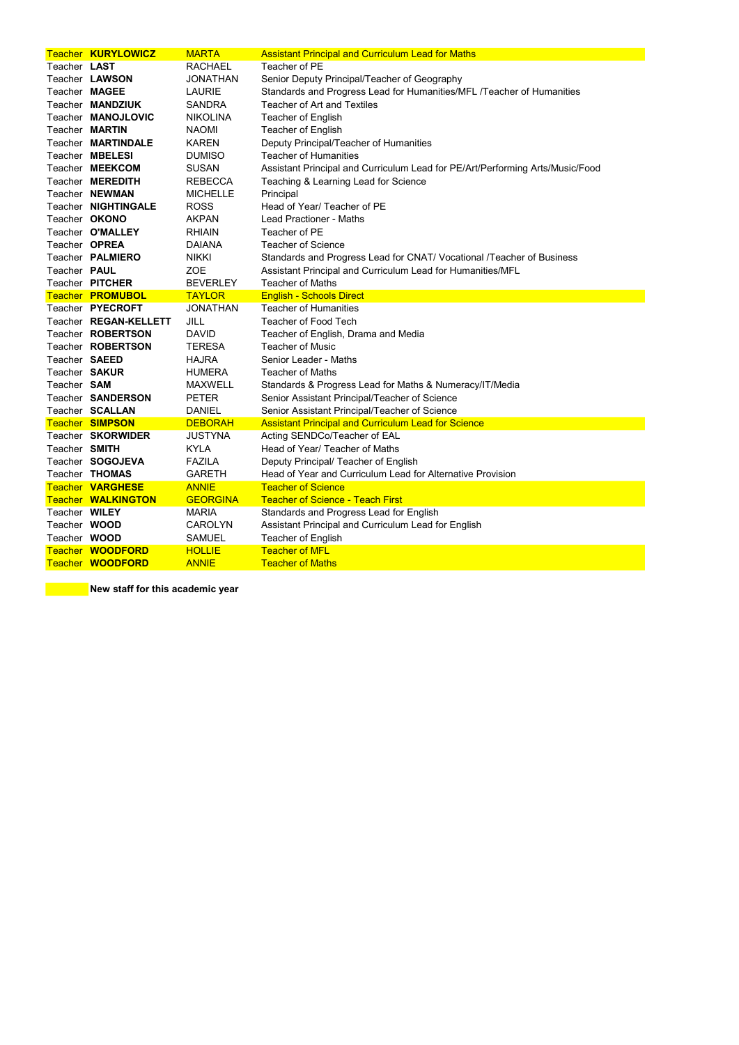| | | | |
|---|---|---|---|
| Teacher | **KURYLOWICZ** | MARTA | Assistant Principal and Curriculum Lead for Maths |
| Teacher | **LAST** | RACHAEL | Teacher of PE |
| Teacher | **LAWSON** | JONATHAN | Senior Deputy Principal/Teacher of Geography |
| Teacher | **MAGEE** | LAURIE | Standards and Progress Lead for Humanities/MFL /Teacher of Humanities |
| Teacher | **MANDZIUK** | SANDRA | Teacher of Art and Textiles |
| Teacher | **MANOJLOVIC** | NIKOLINA | Teacher of English |
| Teacher | **MARTIN** | NAOMI | Teacher of English |
| Teacher | **MARTINDALE** | KAREN | Deputy Principal/Teacher of Humanities |
| Teacher | **MBELESI** | DUMISO | Teacher of Humanities |
| Teacher | **MEEKCOM** | SUSAN | Assistant Principal and Curriculum Lead for PE/Art/Performing Arts/Music/Food |
| Teacher | **MEREDITH** | REBECCA | Teaching & Learning Lead for Science |
| Teacher | **NEWMAN** | MICHELLE | Principal |
| Teacher | **NIGHTINGALE** | ROSS | Head of Year/ Teacher of PE |
| Teacher | **OKONO** | AKPAN | Lead Practioner - Maths |
| Teacher | **O'MALLEY** | RHIAIN | Teacher of PE |
| Teacher | **OPREA** | DAIANA | Teacher of Science |
| Teacher | **PALMIERO** | NIKKI | Standards and Progress Lead for CNAT/ Vocational /Teacher of Business |
| Teacher | **PAUL** | ZOE | Assistant Principal and Curriculum Lead for Humanities/MFL |
| Teacher | **PITCHER** | BEVERLEY | Teacher of Maths |
| Teacher | **PROMUBOL** | TAYLOR | English - Schools Direct |
| Teacher | **PYECROFT** | JONATHAN | Teacher of Humanities |
| Teacher | **REGAN-KELLETT** | JILL | Teacher of Food Tech |
| Teacher | **ROBERTSON** | DAVID | Teacher of English, Drama and Media |
| Teacher | **ROBERTSON** | TERESA | Teacher of Music |
| Teacher | **SAEED** | HAJRA | Senior Leader - Maths |
| Teacher | **SAKUR** | HUMERA | Teacher of Maths |
| Teacher | **SAM** | MAXWELL | Standards & Progress Lead for Maths & Numeracy/IT/Media |
| Teacher | **SANDERSON** | PETER | Senior Assistant Principal/Teacher of Science |
| Teacher | **SCALLAN** | DANIEL | Senior Assistant Principal/Teacher of Science |
| Teacher | **SIMPSON** | DEBORAH | Assistant Principal and Curriculum Lead for Science |
| Teacher | **SKORWIDER** | JUSTYNA | Acting SENDCo/Teacher of EAL |
| Teacher | **SMITH** | KYLA | Head of Year/ Teacher of Maths |
| Teacher | **SOGOJEVA** | FAZILA | Deputy Principal/ Teacher of English |
| Teacher | **THOMAS** | GARETH | Head of Year and Curriculum Lead for Alternative Provision |
| Teacher | **VARGHESE** | ANNIE | Teacher of Science |
| Teacher | **WALKINGTON** | GEORGINA | Teacher of Science - Teach First |
| Teacher | **WILEY** | MARIA | Standards and Progress Lead for English |
| Teacher | **WOOD** | CAROLYN | Assistant Principal and Curriculum Lead for English |
| Teacher | **WOOD** | SAMUEL | Teacher of English |
| Teacher | **WOODFORD** | HOLLIE | Teacher of MFL |
| Teacher | **WOODFORD** | ANNIE | Teacher of Maths |

**New staff for this academic year** (highlighted: KURYLOWICZ, PROMUBOL, SIMPSON, VARGHESE, WALKINGTON, WOODFORD HOLLIE, WOODFORD ANNIE)